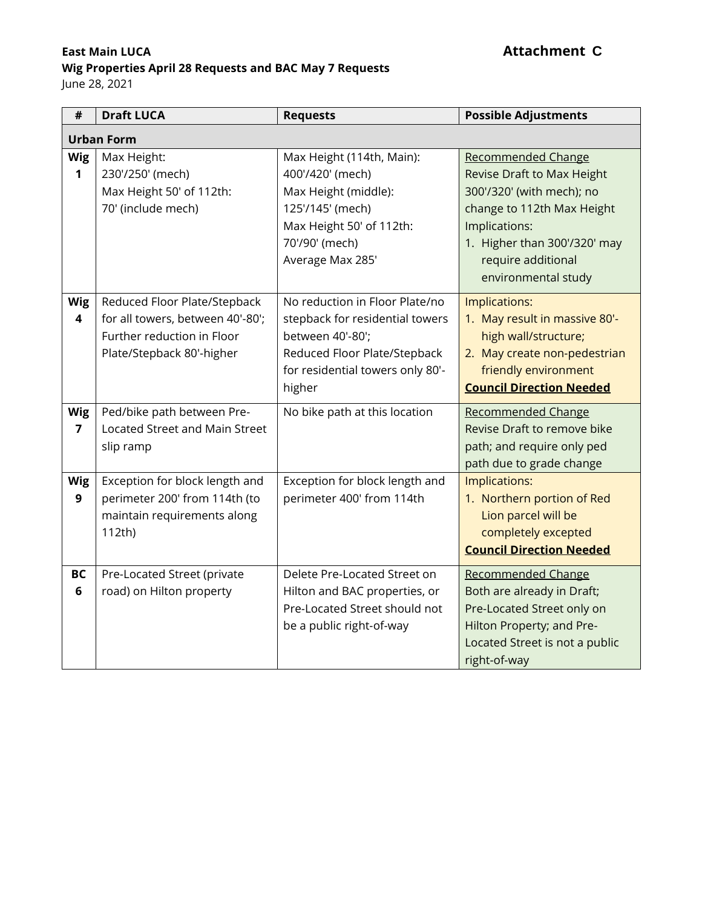**East Main LUCA** **Attachment C**

**Wig Properties April 28 Requests and BAC May 7 Requests**

June 28, 2021

| # | Draft LUCA | Requests | Possible Adjustments |
|---|---|---|---|
| **Urban Form** | | | |
| **Wig 1** | Max Height:<br>230'/250' (mech)<br>Max Height 50' of 112th:<br>70' (include mech) | Max Height (114th, Main):<br>400'/420' (mech)<br>Max Height (middle):<br>125'/145' (mech)<br>Max Height 50' of 112th:<br>70'/90' (mech)<br>Average Max 285' | Recommended Change<br>Revise Draft to Max Height 300'/320' (with mech); no change to 112th Max Height<br>Implications:<br>1. Higher than 300'/320' may require additional environmental study |
| **Wig 4** | Reduced Floor Plate/Stepback for all towers, between 40'-80';<br>Further reduction in Floor Plate/Stepback 80'-higher | No reduction in Floor Plate/no stepback for residential towers between 40'-80';<br>Reduced Floor Plate/Stepback for residential towers only 80'-higher | Implications:<br>1. May result in massive 80'-high wall/structure;<br>2. May create non-pedestrian friendly environment<br>**Council Direction Needed** |
| **Wig 7** | Ped/bike path between Pre-Located Street and Main Street slip ramp | No bike path at this location | Recommended Change<br>Revise Draft to remove bike path; and require only ped path due to grade change |
| **Wig 9** | Exception for block length and perimeter 200' from 114th (to maintain requirements along 112th) | Exception for block length and perimeter 400' from 114th | Implications:<br>1. Northern portion of Red Lion parcel will be completely excepted<br>**Council Direction Needed** |
| **BC 6** | Pre-Located Street (private road) on Hilton property | Delete Pre-Located Street on Hilton and BAC properties, or Pre-Located Street should not be a public right-of-way | Recommended Change<br>Both are already in Draft; Pre-Located Street only on Hilton Property; and Pre-Located Street is not a public right-of-way |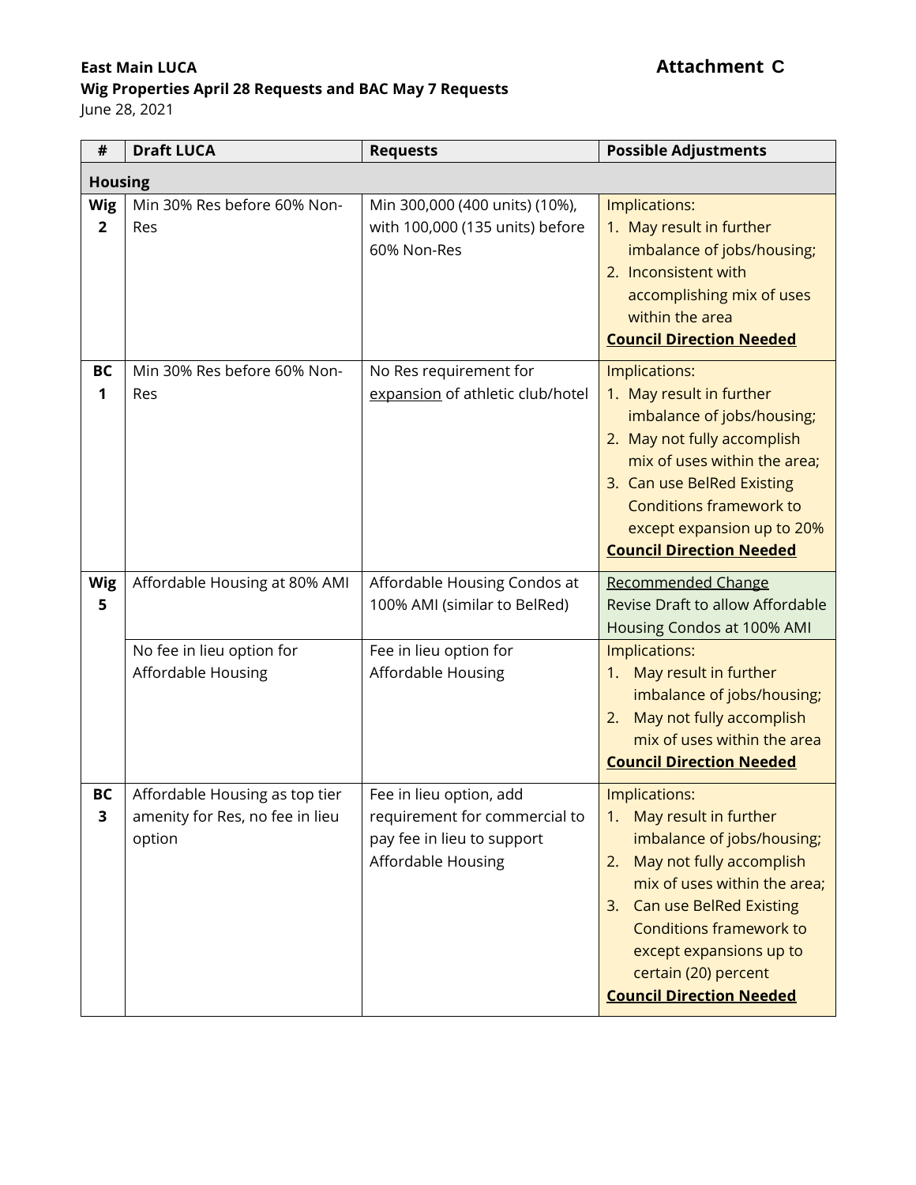**East Main LUCA** **Attachment C**

**Wig Properties April 28 Requests and BAC May 7 Requests**

June 28, 2021

| # | Draft LUCA | Requests | Possible Adjustments |
|---|---|---|---|
| **Housing** | | | |
| **Wig 2** | Min 30% Res before 60% Non-Res | Min 300,000 (400 units) (10%), with 100,000 (135 units) before 60% Non-Res | Implications:<br>1. May result in further imbalance of jobs/housing;<br>2. Inconsistent with accomplishing mix of uses within the area<br>**Council Direction Needed** |
| **BC 1** | Min 30% Res before 60% Non-Res | No Res requirement for <u>expansion</u> of athletic club/hotel | Implications:<br>1. May result in further imbalance of jobs/housing;<br>2. May not fully accomplish mix of uses within the area;<br>3. Can use BelRed Existing Conditions framework to except expansion up to 20%<br>**Council Direction Needed** |
| **Wig 5** | Affordable Housing at 80% AMI | Affordable Housing Condos at 100% AMI (similar to BelRed) | <u>Recommended Change</u><br>Revise Draft to allow Affordable Housing Condos at 100% AMI |
| | No fee in lieu option for Affordable Housing | Fee in lieu option for Affordable Housing | Implications:<br>1. May result in further imbalance of jobs/housing;<br>2. May not fully accomplish mix of uses within the area<br>**Council Direction Needed** |
| **BC 3** | Affordable Housing as top tier amenity for Res, no fee in lieu option | Fee in lieu option, add requirement for commercial to pay fee in lieu to support Affordable Housing | Implications:<br>1. May result in further imbalance of jobs/housing;<br>2. May not fully accomplish mix of uses within the area;<br>3. Can use BelRed Existing Conditions framework to except expansions up to certain (20) percent<br>**Council Direction Needed** |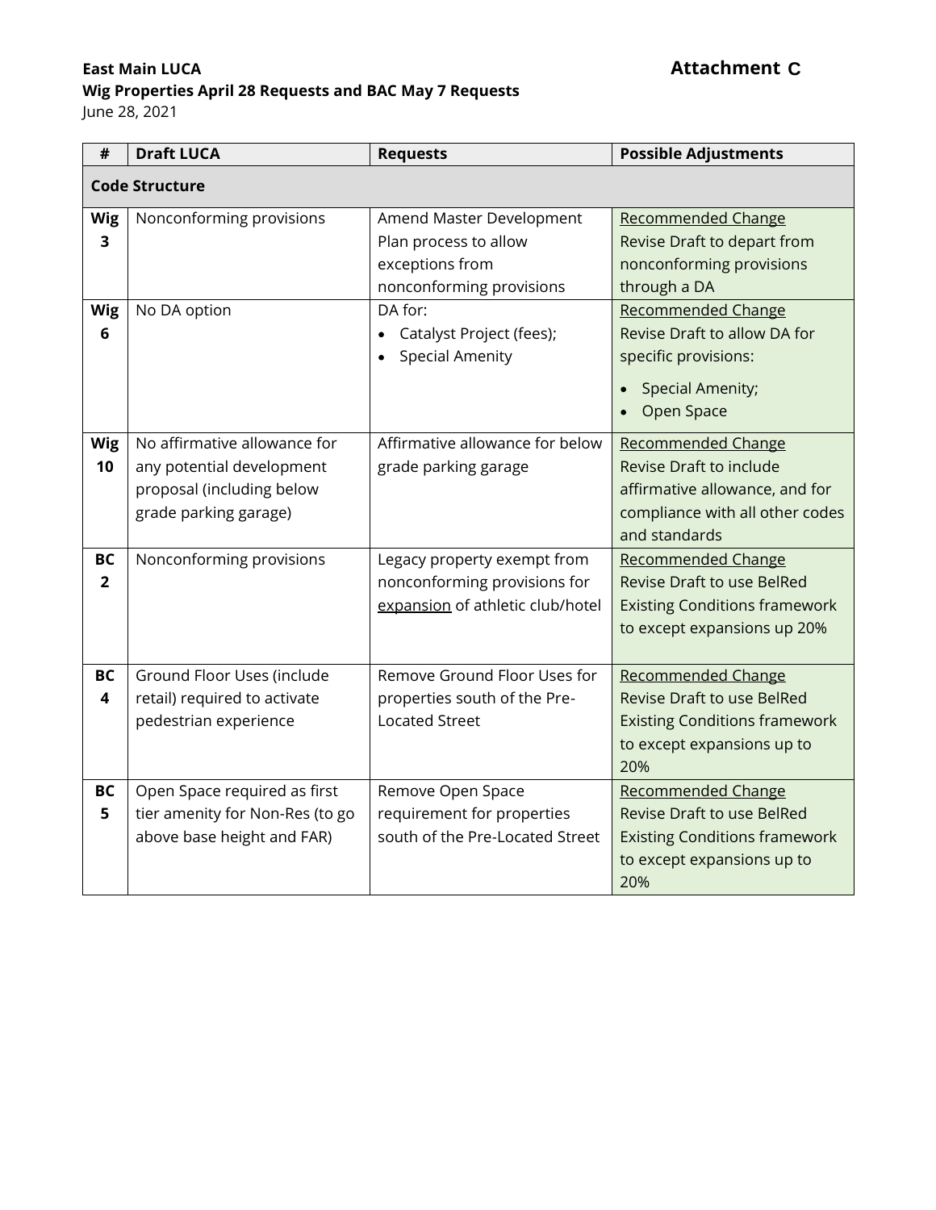**East Main LUCA** **Attachment C**

**Wig Properties April 28 Requests and BAC May 7 Requests**

June 28, 2021

| # | Draft LUCA | Requests | Possible Adjustments |
|---|---|---|---|
| **Code Structure** | | | |
| **Wig 3** | Nonconforming provisions | Amend Master Development Plan process to allow exceptions from nonconforming provisions | Recommended Change<br>Revise Draft to depart from nonconforming provisions through a DA |
| **Wig 6** | No DA option | DA for:<br>• Catalyst Project (fees);<br>• Special Amenity | Recommended Change<br>Revise Draft to allow DA for specific provisions:<br>• Special Amenity;<br>• Open Space |
| **Wig 10** | No affirmative allowance for any potential development proposal (including below grade parking garage) | Affirmative allowance for below grade parking garage | Recommended Change<br>Revise Draft to include affirmative allowance, and for compliance with all other codes and standards |
| **BC 2** | Nonconforming provisions | Legacy property exempt from nonconforming provisions for expansion of athletic club/hotel | Recommended Change<br>Revise Draft to use BelRed Existing Conditions framework to except expansions up 20% |
| **BC 4** | Ground Floor Uses (include retail) required to activate pedestrian experience | Remove Ground Floor Uses for properties south of the Pre-Located Street | Recommended Change<br>Revise Draft to use BelRed Existing Conditions framework to except expansions up to 20% |
| **BC 5** | Open Space required as first tier amenity for Non-Res (to go above base height and FAR) | Remove Open Space requirement for properties south of the Pre-Located Street | Recommended Change<br>Revise Draft to use BelRed Existing Conditions framework to except expansions up to 20% |